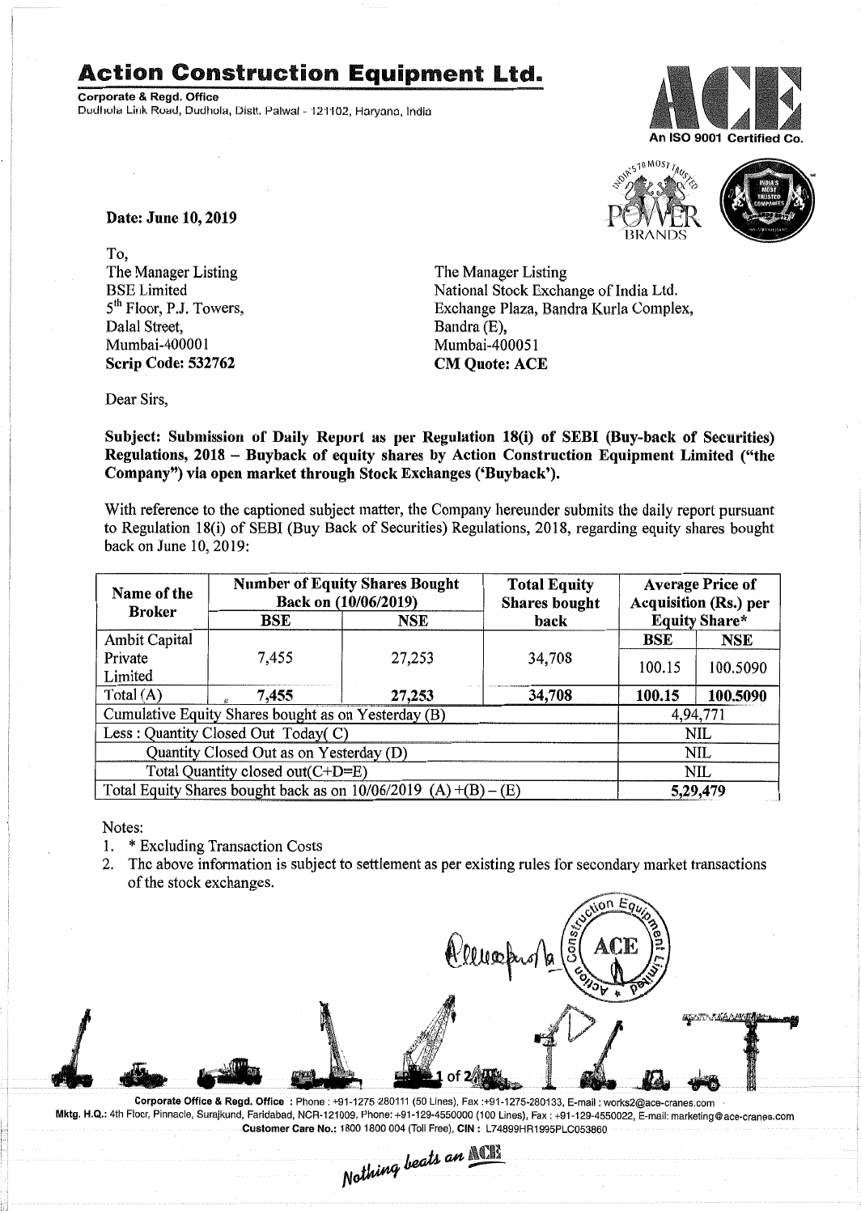# Action Construction Equipment Ltd.

**Corporate & Regd. Office**
Dudhola Link Road, Dudhola, Distt. Palwal - 121102, Haryana, India

An ISO 9001 Certified Co.

**Date: June 10, 2019**

To,
The Manager Listing
BSE Limited
5th Floor, P.J. Towers,
Dalal Street,
Mumbai-400001
**Scrip Code: 532762**

The Manager Listing
National Stock Exchange of India Ltd.
Exchange Plaza, Bandra Kurla Complex,
Bandra (E),
Mumbai-400051
**CM Quote: ACE**

Dear Sirs,

**Subject: Submission of Daily Report as per Regulation 18(i) of SEBI (Buy-back of Securities) Regulations, 2018 – Buyback of equity shares by Action Construction Equipment Limited ("the Company") via open market through Stock Exchanges ('Buyback').**

With reference to the captioned subject matter, the Company hereunder submits the daily report pursuant to Regulation 18(i) of SEBI (Buy Back of Securities) Regulations, 2018, regarding equity shares bought back on June 10, 2019:

| Name of the Broker | Number of Equity Shares Bought Back on (10/06/2019) | | Total Equity Shares bought back | Average Price of Acquisition (Rs.) per Equity Share* | |
|---|---|---|---|---|---|
| | BSE | NSE | | BSE | NSE |
| Ambit Capital Private Limited | 7,455 | 27,253 | 34,708 | 100.15 | 100.5090 |
| Total (A) | **7,455** | **27,253** | **34,708** | **100.15** | **100.5090** |
| Cumulative Equity Shares bought as on Yesterday (B) | | | | 4,94,771 | |
| Less : Quantity Closed Out Today( C) | | | | NIL | |
| Quantity Closed Out as on Yesterday (D) | | | | NIL | |
| Total Quantity closed out(C+D=E) | | | | NIL | |
| Total Equity Shares bought back as on 10/06/2019 (A) +(B) – (E) | | | | **5,29,479** | |

Notes:
1. * Excluding Transaction Costs
2. The above information is subject to settlement as per existing rules for secondary market transactions of the stock exchanges.

**Corporate Office & Regd. Office** : Phone : +91-1275-280111 (50 Lines), Fax :+91-1275-280133, E-mail : works2@ace-cranes.com
**Mktg. H.Q.:** 4th Floor, Pinnacle, Surajkund, Faridabad, NCR-121009, Phone: +91-129-4550000 (100 Lines), Fax : +91-129-4550022, E-mail: marketing@ace-cranes.com
**Customer Care No.:** 1800 1800 004 (Toll Free), **CIN :** L74899HR1995PLC053860

*Nothing beats an ACE*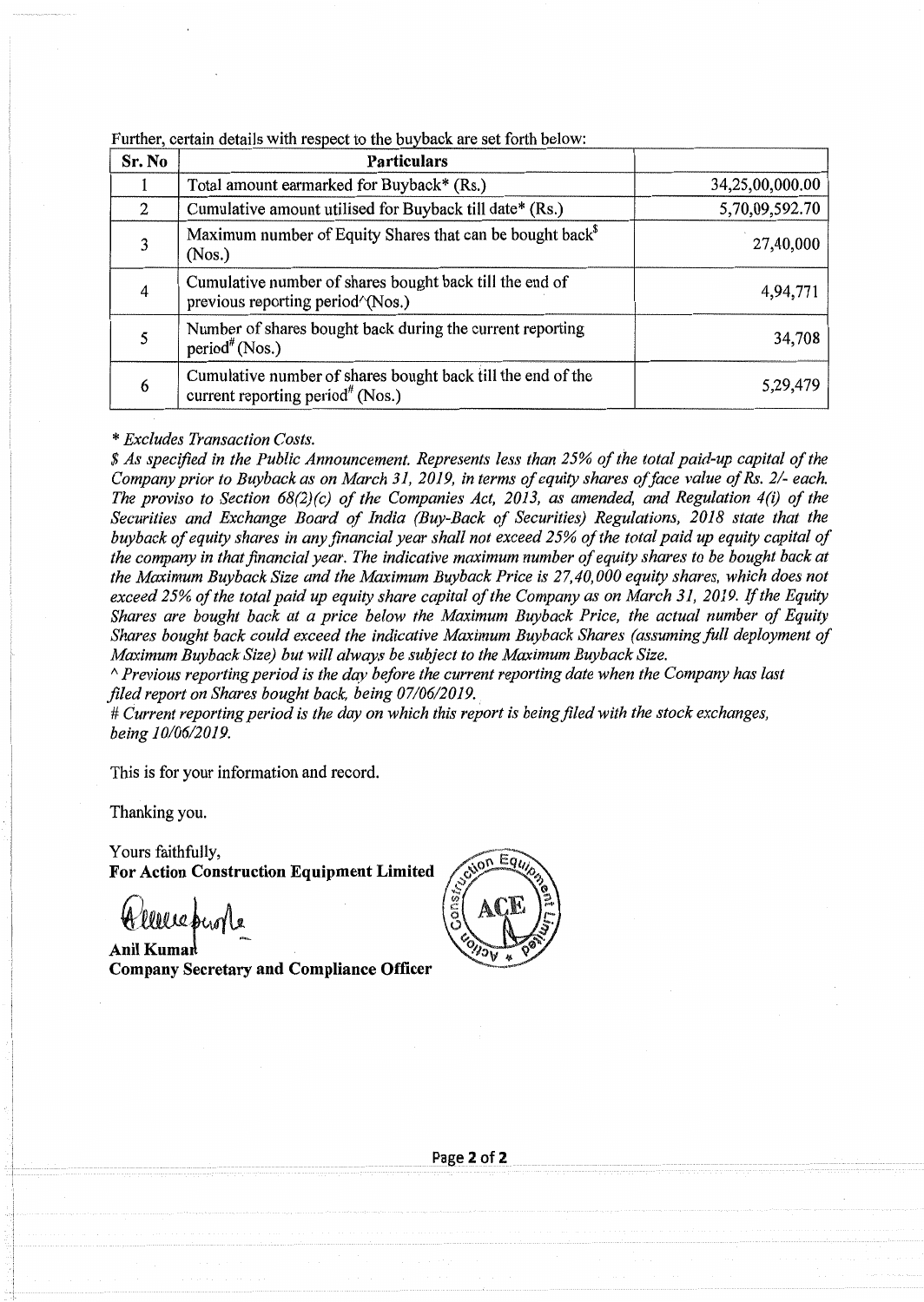Further, certain details with respect to the buyback are set forth below:

| Sr. No | Particulars | |
|---|---|---|
| 1 | Total amount earmarked for Buyback* (Rs.) | 34,25,00,000.00 |
| 2 | Cumulative amount utilised for Buyback till date* (Rs.) | 5,70,09,592.70 |
| 3 | Maximum number of Equity Shares that can be bought back$ (Nos.) | 27,40,000 |
| 4 | Cumulative number of shares bought back till the end of previous reporting period^ (Nos.) | 4,94,771 |
| 5 | Number of shares bought back during the current reporting period# (Nos.) | 34,708 |
| 6 | Cumulative number of shares bought back till the end of the current reporting period# (Nos.) | 5,29,479 |

*\* Excludes Transaction Costs.*

*$ As specified in the Public Announcement. Represents less than 25% of the total paid-up capital of the Company prior to Buyback as on March 31, 2019, in terms of equity shares of face value of Rs. 2/- each. The proviso to Section 68(2)(c) of the Companies Act, 2013, as amended, and Regulation 4(i) of the Securities and Exchange Board of India (Buy-Back of Securities) Regulations, 2018 state that the buyback of equity shares in any financial year shall not exceed 25% of the total paid up equity capital of the company in that financial year. The indicative maximum number of equity shares to be bought back at the Maximum Buyback Size and the Maximum Buyback Price is 27,40,000 equity shares, which does not exceed 25% of the total paid up equity share capital of the Company as on March 31, 2019. If the Equity Shares are bought back at a price below the Maximum Buyback Price, the actual number of Equity Shares bought back could exceed the indicative Maximum Buyback Shares (assuming full deployment of Maximum Buyback Size) but will always be subject to the Maximum Buyback Size.*

*^ Previous reporting period is the day before the current reporting date when the Company has last filed report on Shares bought back, being 07/06/2019.*

*# Current reporting period is the day on which this report is being filed with the stock exchanges, being 10/06/2019.*

This is for your information and record.

Thanking you.

Yours faithfully,
**For Action Construction Equipment Limited**

**Anil Kumar**
**Company Secretary and Compliance Officer**